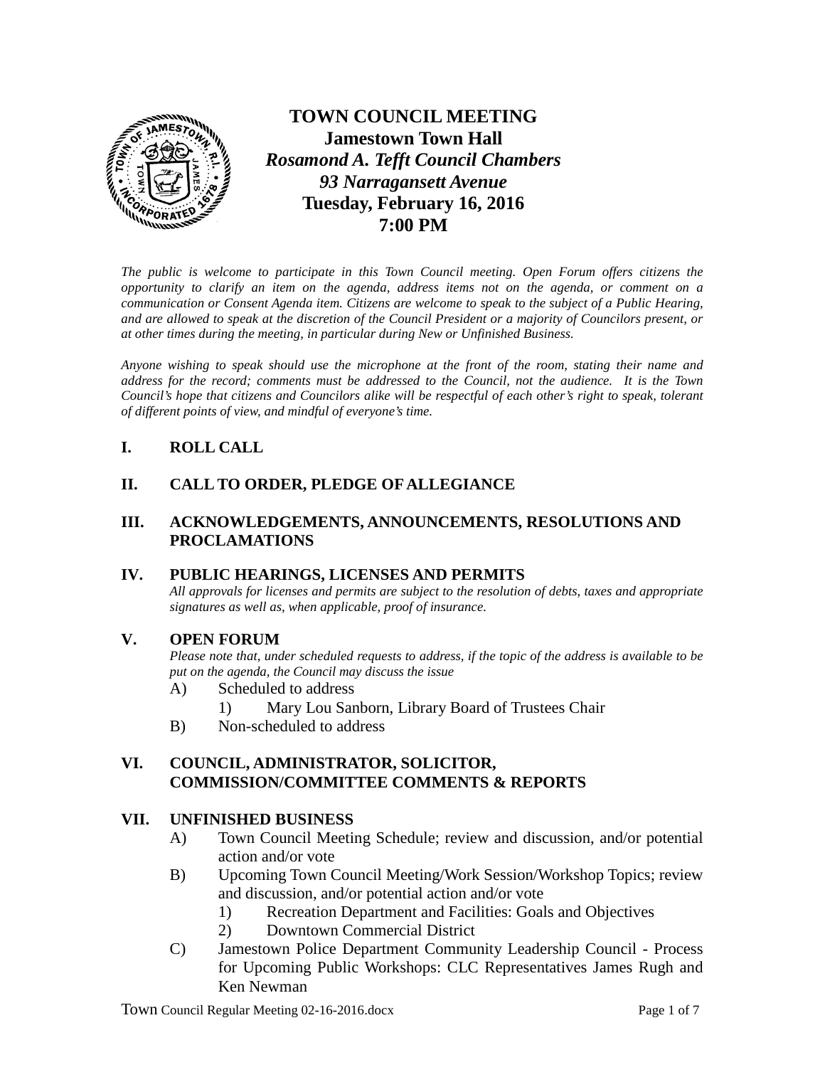# TOWN COUNCIL MEETING

**Jamestown Town Hall**
***Rosamond A. Tefft Council Chambers***
***93 Narragansett Avenue***
**Tuesday, February 16, 2016**
**7:00 PM**

*The public is welcome to participate in this Town Council meeting. Open Forum offers citizens the opportunity to clarify an item on the agenda, address items not on the agenda, or comment on a communication or Consent Agenda item. Citizens are welcome to speak to the subject of a Public Hearing, and are allowed to speak at the discretion of the Council President or a majority of Councilors present, or at other times during the meeting, in particular during New or Unfinished Business.*

*Anyone wishing to speak should use the microphone at the front of the room, stating their name and address for the record; comments must be addressed to the Council, not the audience. It is the Town Council's hope that citizens and Councilors alike will be respectful of each other's right to speak, tolerant of different points of view, and mindful of everyone's time.*

## I. ROLL CALL

## II. CALL TO ORDER, PLEDGE OF ALLEGIANCE

## III. ACKNOWLEDGEMENTS, ANNOUNCEMENTS, RESOLUTIONS AND PROCLAMATIONS

## IV. PUBLIC HEARINGS, LICENSES AND PERMITS

*All approvals for licenses and permits are subject to the resolution of debts, taxes and appropriate signatures as well as, when applicable, proof of insurance.*

## V. OPEN FORUM

*Please note that, under scheduled requests to address, if the topic of the address is available to be put on the agenda, the Council may discuss the issue*

- A) Scheduled to address
  - 1) Mary Lou Sanborn, Library Board of Trustees Chair
- B) Non-scheduled to address

## VI. COUNCIL, ADMINISTRATOR, SOLICITOR, COMMISSION/COMMITTEE COMMENTS & REPORTS

## VII. UNFINISHED BUSINESS

- A) Town Council Meeting Schedule; review and discussion, and/or potential action and/or vote
- B) Upcoming Town Council Meeting/Work Session/Workshop Topics; review and discussion, and/or potential action and/or vote
  - 1) Recreation Department and Facilities: Goals and Objectives
  - 2) Downtown Commercial District
- C) Jamestown Police Department Community Leadership Council - Process for Upcoming Public Workshops: CLC Representatives James Rugh and Ken Newman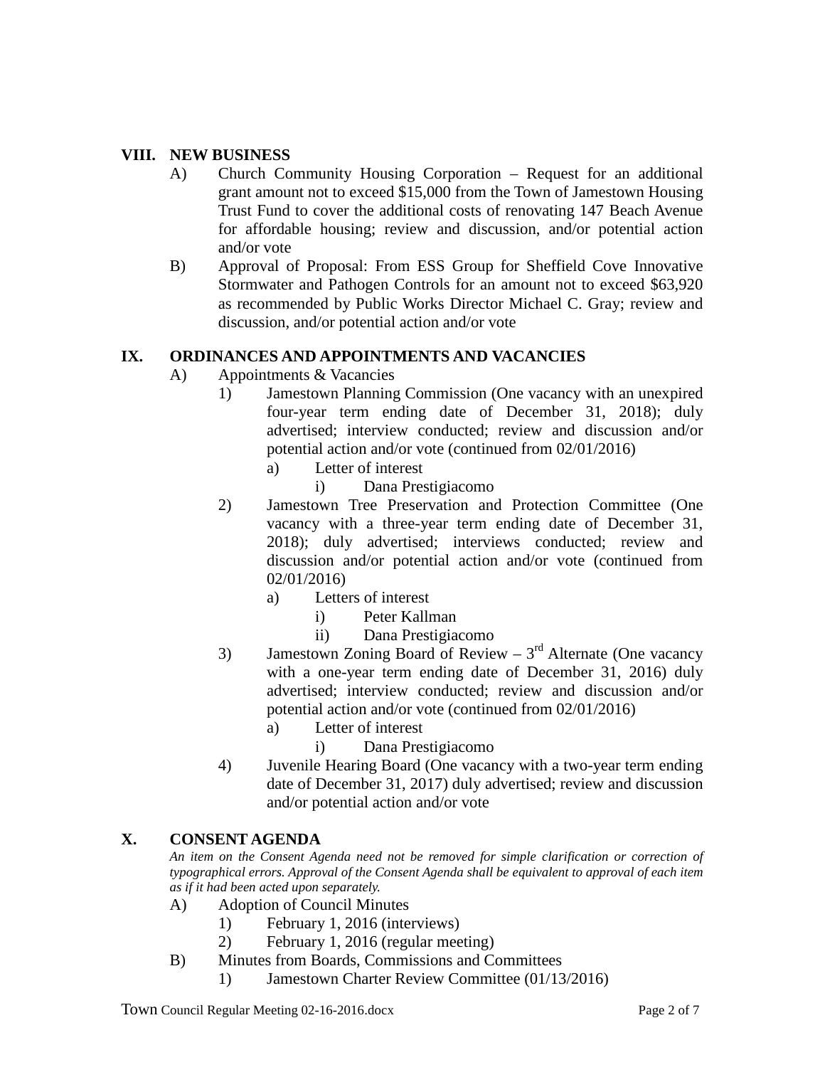## VIII. NEW BUSINESS

A) Church Community Housing Corporation – Request for an additional grant amount not to exceed $15,000 from the Town of Jamestown Housing Trust Fund to cover the additional costs of renovating 147 Beach Avenue for affordable housing; review and discussion, and/or potential action and/or vote

B) Approval of Proposal: From ESS Group for Sheffield Cove Innovative Stormwater and Pathogen Controls for an amount not to exceed $63,920 as recommended by Public Works Director Michael C. Gray; review and discussion, and/or potential action and/or vote

## IX. ORDINANCES AND APPOINTMENTS AND VACANCIES

A) Appointments & Vacancies

1) Jamestown Planning Commission (One vacancy with an unexpired four-year term ending date of December 31, 2018); duly advertised; interview conducted; review and discussion and/or potential action and/or vote (continued from 02/01/2016)
   - a) Letter of interest
     - i) Dana Prestigiacomo

2) Jamestown Tree Preservation and Protection Committee (One vacancy with a three-year term ending date of December 31, 2018); duly advertised; interviews conducted; review and discussion and/or potential action and/or vote (continued from 02/01/2016)
   - a) Letters of interest
     - i) Peter Kallman
     - ii) Dana Prestigiacomo

3) Jamestown Zoning Board of Review – 3rd Alternate (One vacancy with a one-year term ending date of December 31, 2016) duly advertised; interview conducted; review and discussion and/or potential action and/or vote (continued from 02/01/2016)
   - a) Letter of interest
     - i) Dana Prestigiacomo

4) Juvenile Hearing Board (One vacancy with a two-year term ending date of December 31, 2017) duly advertised; review and discussion and/or potential action and/or vote

## X. CONSENT AGENDA

*An item on the Consent Agenda need not be removed for simple clarification or correction of typographical errors. Approval of the Consent Agenda shall be equivalent to approval of each item as if it had been acted upon separately.*

A) Adoption of Council Minutes
   1) February 1, 2016 (interviews)
   2) February 1, 2016 (regular meeting)

B) Minutes from Boards, Commissions and Committees
   1) Jamestown Charter Review Committee (01/13/2016)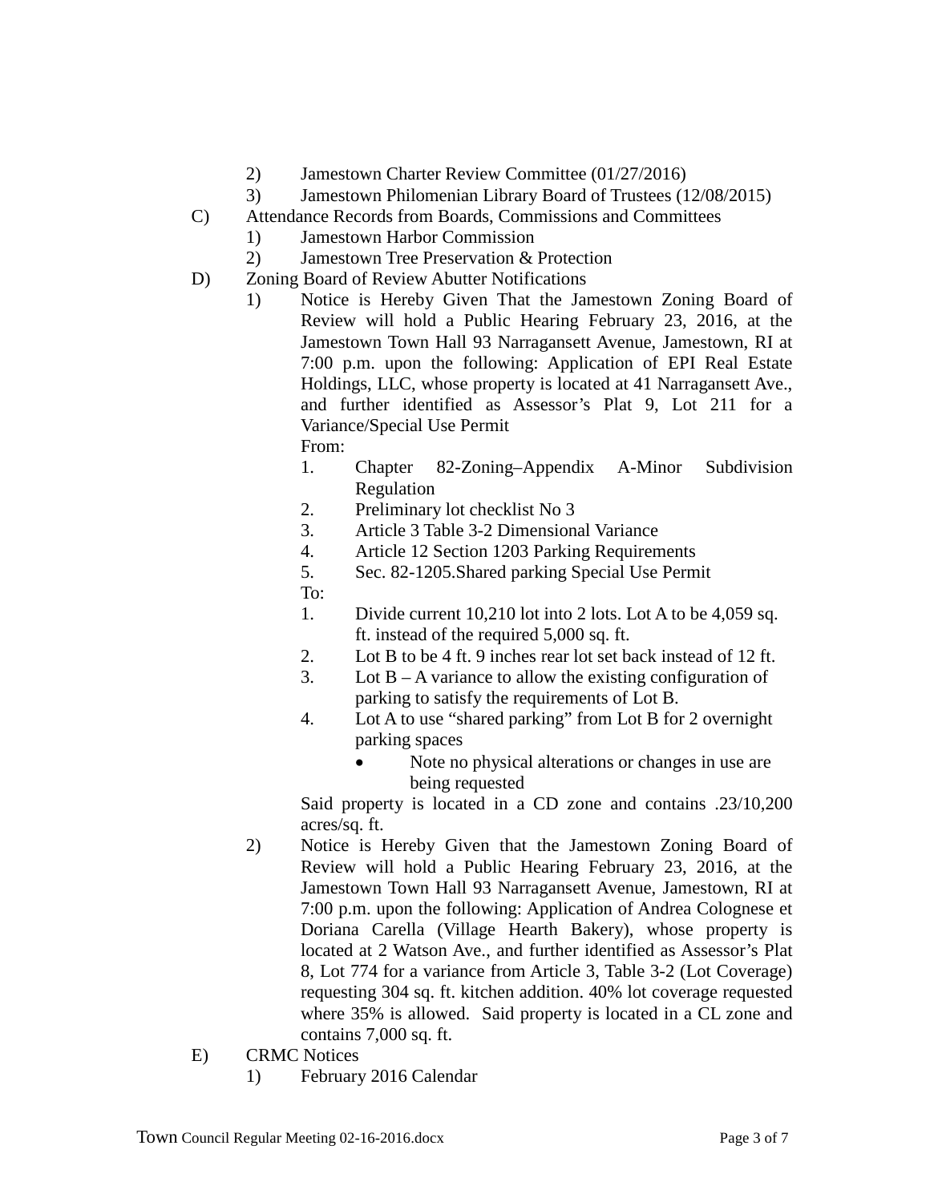2) Jamestown Charter Review Committee (01/27/2016)
3) Jamestown Philomenian Library Board of Trustees (12/08/2015)

C) Attendance Records from Boards, Commissions and Committees
   1) Jamestown Harbor Commission
   2) Jamestown Tree Preservation & Protection

D) Zoning Board of Review Abutter Notifications
   1) Notice is Hereby Given That the Jamestown Zoning Board of Review will hold a Public Hearing February 23, 2016, at the Jamestown Town Hall 93 Narragansett Avenue, Jamestown, RI at 7:00 p.m. upon the following: Application of EPI Real Estate Holdings, LLC, whose property is located at 41 Narragansett Ave., and further identified as Assessor's Plat 9, Lot 211 for a Variance/Special Use Permit

      From:
      1. Chapter 82-Zoning–Appendix A-Minor Subdivision Regulation
      2. Preliminary lot checklist No 3
      3. Article 3 Table 3-2 Dimensional Variance
      4. Article 12 Section 1203 Parking Requirements
      5. Sec. 82-1205.Shared parking Special Use Permit

      To:
      1. Divide current 10,210 lot into 2 lots. Lot A to be 4,059 sq. ft. instead of the required 5,000 sq. ft.
      2. Lot B to be 4 ft. 9 inches rear lot set back instead of 12 ft.
      3. Lot B – A variance to allow the existing configuration of parking to satisfy the requirements of Lot B.
      4. Lot A to use "shared parking" from Lot B for 2 overnight parking spaces
         - Note no physical alterations or changes in use are being requested

      Said property is located in a CD zone and contains .23/10,200 acres/sq. ft.

   2) Notice is Hereby Given that the Jamestown Zoning Board of Review will hold a Public Hearing February 23, 2016, at the Jamestown Town Hall 93 Narragansett Avenue, Jamestown, RI at 7:00 p.m. upon the following: Application of Andrea Colognese et Doriana Carella (Village Hearth Bakery), whose property is located at 2 Watson Ave., and further identified as Assessor's Plat 8, Lot 774 for a variance from Article 3, Table 3-2 (Lot Coverage) requesting 304 sq. ft. kitchen addition. 40% lot coverage requested where 35% is allowed. Said property is located in a CL zone and contains 7,000 sq. ft.

E) CRMC Notices
   1) February 2016 Calendar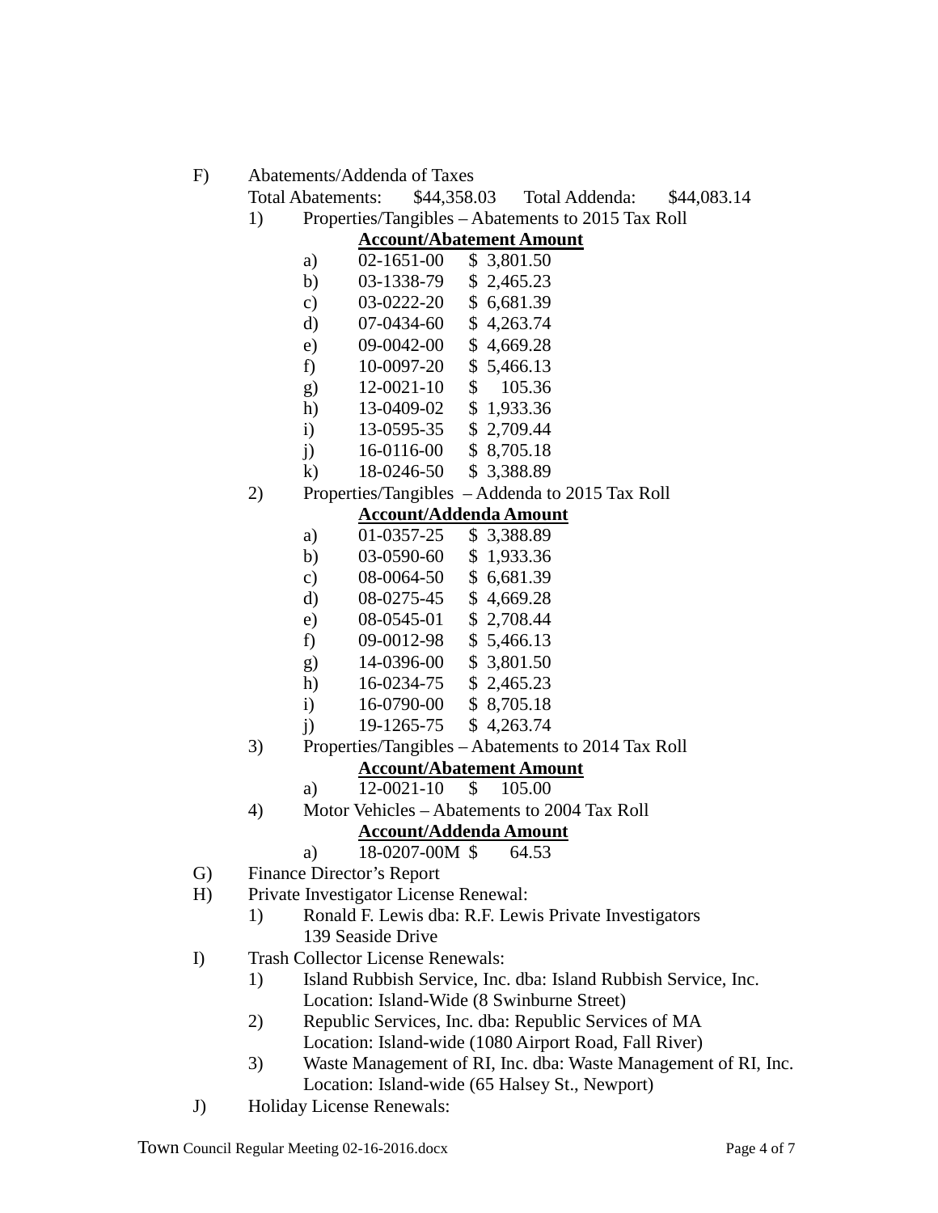F) Abatements/Addenda of Taxes

Total Abatements: $44,358.03 Total Addenda: $44,083.14

1) Properties/Tangibles – Abatements to 2015 Tax Roll

**Account/Abatement Amount**

a) 02-1651-00 $ 3,801.50
b) 03-1338-79 $ 2,465.23
c) 03-0222-20 $ 6,681.39
d) 07-0434-60 $ 4,263.74
e) 09-0042-00 $ 4,669.28
f) 10-0097-20 $ 5,466.13
g) 12-0021-10 $ 105.36
h) 13-0409-02 $ 1,933.36
i) 13-0595-35 $ 2,709.44
j) 16-0116-00 $ 8,705.18
k) 18-0246-50 $ 3,388.89

2) Properties/Tangibles – Addenda to 2015 Tax Roll

**Account/Addenda Amount**

a) 01-0357-25 $ 3,388.89
b) 03-0590-60 $ 1,933.36
c) 08-0064-50 $ 6,681.39
d) 08-0275-45 $ 4,669.28
e) 08-0545-01 $ 2,708.44
f) 09-0012-98 $ 5,466.13
g) 14-0396-00 $ 3,801.50
h) 16-0234-75 $ 2,465.23
i) 16-0790-00 $ 8,705.18
j) 19-1265-75 $ 4,263.74

3) Properties/Tangibles – Abatements to 2014 Tax Roll

**Account/Abatement Amount**

a) 12-0021-10 $ 105.00

4) Motor Vehicles – Abatements to 2004 Tax Roll

**Account/Addenda Amount**

a) 18-0207-00M $ 64.53

G) Finance Director's Report

H) Private Investigator License Renewal:

1) Ronald F. Lewis dba: R.F. Lewis Private Investigators
139 Seaside Drive

I) Trash Collector License Renewals:

1) Island Rubbish Service, Inc. dba: Island Rubbish Service, Inc.
Location: Island-Wide (8 Swinburne Street)
2) Republic Services, Inc. dba: Republic Services of MA
Location: Island-wide (1080 Airport Road, Fall River)
3) Waste Management of RI, Inc. dba: Waste Management of RI, Inc.
Location: Island-wide (65 Halsey St., Newport)

J) Holiday License Renewals: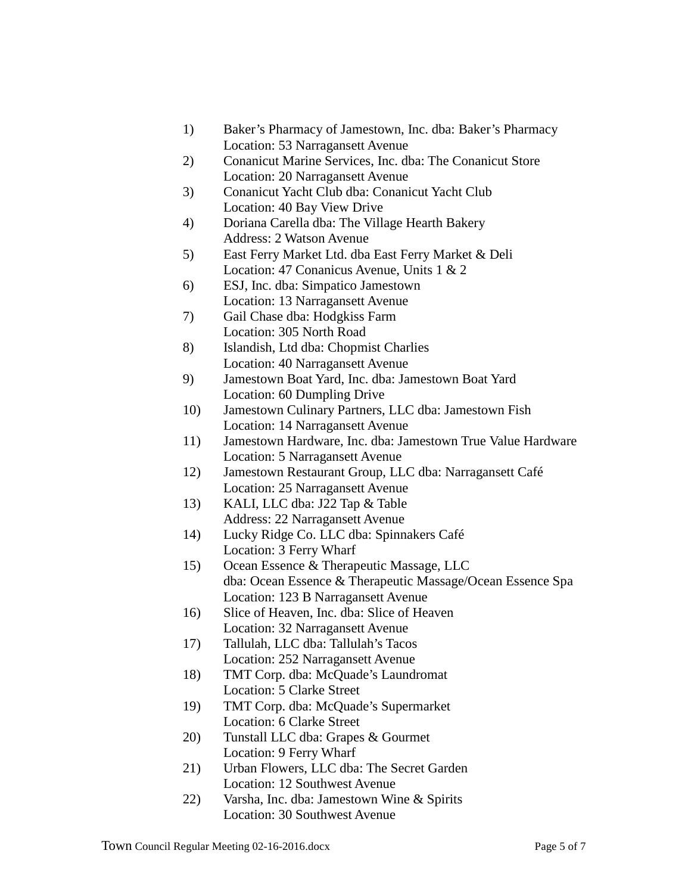1) Baker’s Pharmacy of Jamestown, Inc. dba: Baker’s Pharmacy
   Location: 53 Narragansett Avenue
2) Conanicut Marine Services, Inc. dba: The Conanicut Store
   Location: 20 Narragansett Avenue
3) Conanicut Yacht Club dba: Conanicut Yacht Club
   Location: 40 Bay View Drive
4) Doriana Carella dba: The Village Hearth Bakery
   Address: 2 Watson Avenue
5) East Ferry Market Ltd. dba East Ferry Market & Deli
   Location: 47 Conanicus Avenue, Units 1 & 2
6) ESJ, Inc. dba: Simpatico Jamestown
   Location: 13 Narragansett Avenue
7) Gail Chase dba: Hodgkiss Farm
   Location: 305 North Road
8) Islandish, Ltd dba: Chopmist Charlies
   Location: 40 Narragansett Avenue
9) Jamestown Boat Yard, Inc. dba: Jamestown Boat Yard
   Location: 60 Dumpling Drive
10) Jamestown Culinary Partners, LLC dba: Jamestown Fish
    Location: 14 Narragansett Avenue
11) Jamestown Hardware, Inc. dba: Jamestown True Value Hardware
    Location: 5 Narragansett Avenue
12) Jamestown Restaurant Group, LLC dba: Narragansett Café
    Location: 25 Narragansett Avenue
13) KALI, LLC dba: J22 Tap & Table
    Address: 22 Narragansett Avenue
14) Lucky Ridge Co. LLC dba: Spinnakers Café
    Location: 3 Ferry Wharf
15) Ocean Essence & Therapeutic Massage, LLC
    dba: Ocean Essence & Therapeutic Massage/Ocean Essence Spa
    Location: 123 B Narragansett Avenue
16) Slice of Heaven, Inc. dba: Slice of Heaven
    Location: 32 Narragansett Avenue
17) Tallulah, LLC dba: Tallulah’s Tacos
    Location: 252 Narragansett Avenue
18) TMT Corp. dba: McQuade’s Laundromat
    Location: 5 Clarke Street
19) TMT Corp. dba: McQuade’s Supermarket
    Location: 6 Clarke Street
20) Tunstall LLC dba: Grapes & Gourmet
    Location: 9 Ferry Wharf
21) Urban Flowers, LLC dba: The Secret Garden
    Location: 12 Southwest Avenue
22) Varsha, Inc. dba: Jamestown Wine & Spirits
    Location: 30 Southwest Avenue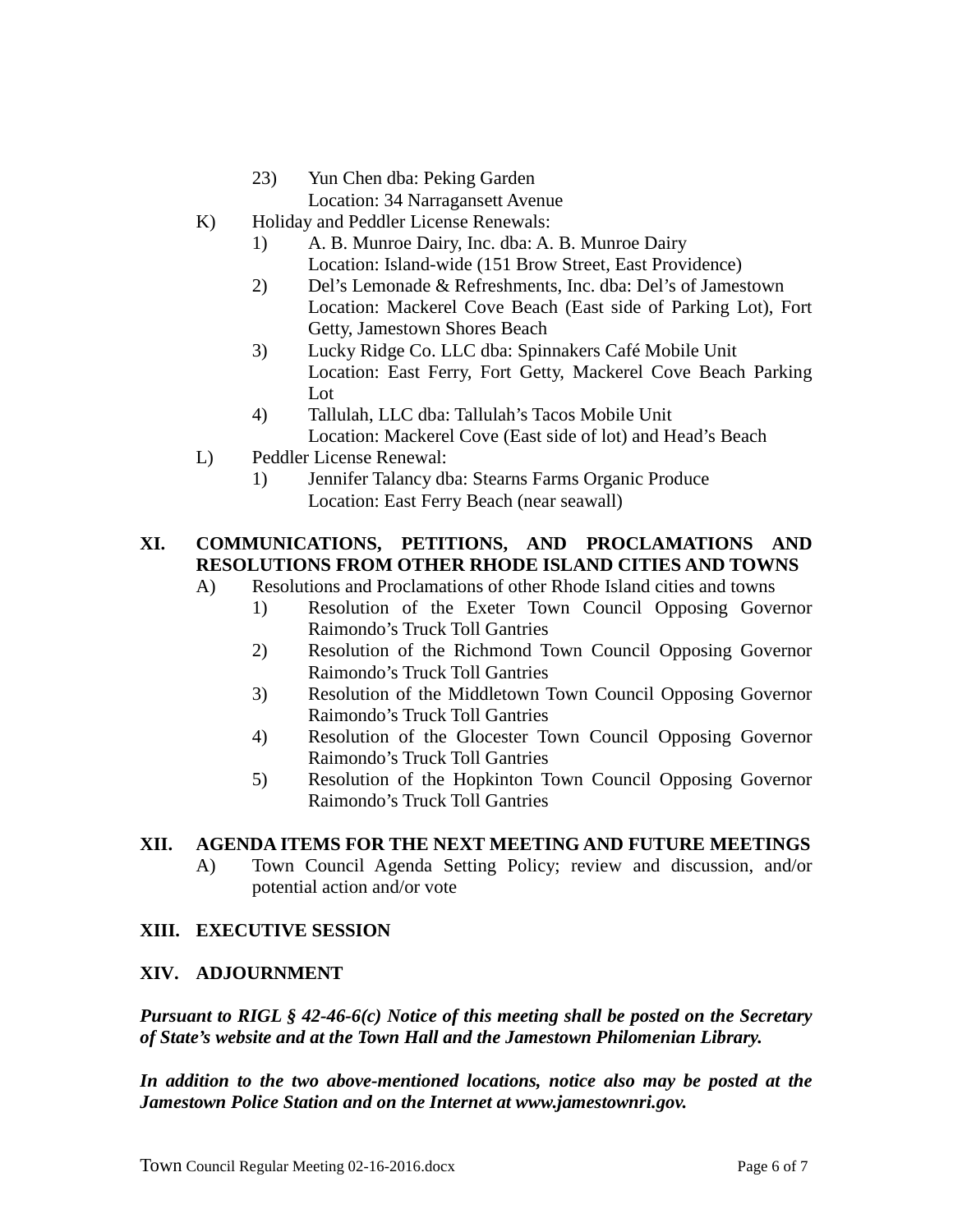23) Yun Chen dba: Peking Garden
   Location: 34 Narragansett Avenue

K) Holiday and Peddler License Renewals:
   1) A. B. Munroe Dairy, Inc. dba: A. B. Munroe Dairy
   Location: Island-wide (151 Brow Street, East Providence)
   2) Del's Lemonade & Refreshments, Inc. dba: Del's of Jamestown
   Location: Mackerel Cove Beach (East side of Parking Lot), Fort Getty, Jamestown Shores Beach
   3) Lucky Ridge Co. LLC dba: Spinnakers Café Mobile Unit
   Location: East Ferry, Fort Getty, Mackerel Cove Beach Parking Lot
   4) Tallulah, LLC dba: Tallulah's Tacos Mobile Unit
   Location: Mackerel Cove (East side of lot) and Head's Beach

L) Peddler License Renewal:
   1) Jennifer Talancy dba: Stearns Farms Organic Produce
   Location: East Ferry Beach (near seawall)

## XI. COMMUNICATIONS, PETITIONS, AND PROCLAMATIONS AND RESOLUTIONS FROM OTHER RHODE ISLAND CITIES AND TOWNS

A) Resolutions and Proclamations of other Rhode Island cities and towns
   1) Resolution of the Exeter Town Council Opposing Governor Raimondo's Truck Toll Gantries
   2) Resolution of the Richmond Town Council Opposing Governor Raimondo's Truck Toll Gantries
   3) Resolution of the Middletown Town Council Opposing Governor Raimondo's Truck Toll Gantries
   4) Resolution of the Glocester Town Council Opposing Governor Raimondo's Truck Toll Gantries
   5) Resolution of the Hopkinton Town Council Opposing Governor Raimondo's Truck Toll Gantries

## XII. AGENDA ITEMS FOR THE NEXT MEETING AND FUTURE MEETINGS

A) Town Council Agenda Setting Policy; review and discussion, and/or potential action and/or vote

## XIII. EXECUTIVE SESSION

## XIV. ADJOURNMENT

***Pursuant to RIGL § 42-46-6(c) Notice of this meeting shall be posted on the Secretary of State's website and at the Town Hall and the Jamestown Philomenian Library.***

***In addition to the two above-mentioned locations, notice also may be posted at the Jamestown Police Station and on the Internet at www.jamestownri.gov.***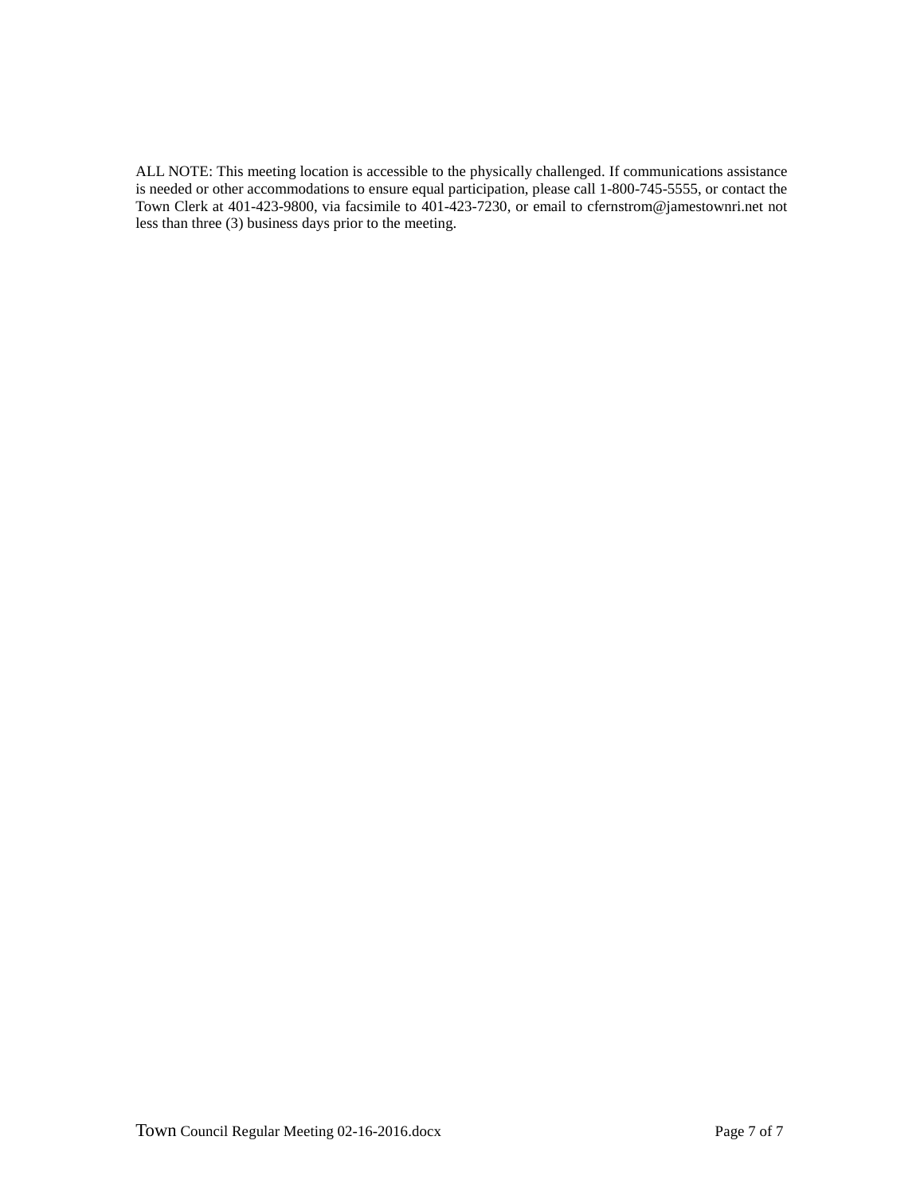ALL NOTE: This meeting location is accessible to the physically challenged. If communications assistance is needed or other accommodations to ensure equal participation, please call 1-800-745-5555, or contact the Town Clerk at 401-423-9800, via facsimile to 401-423-7230, or email to cfernstrom@jamestownri.net not less than three (3) business days prior to the meeting.